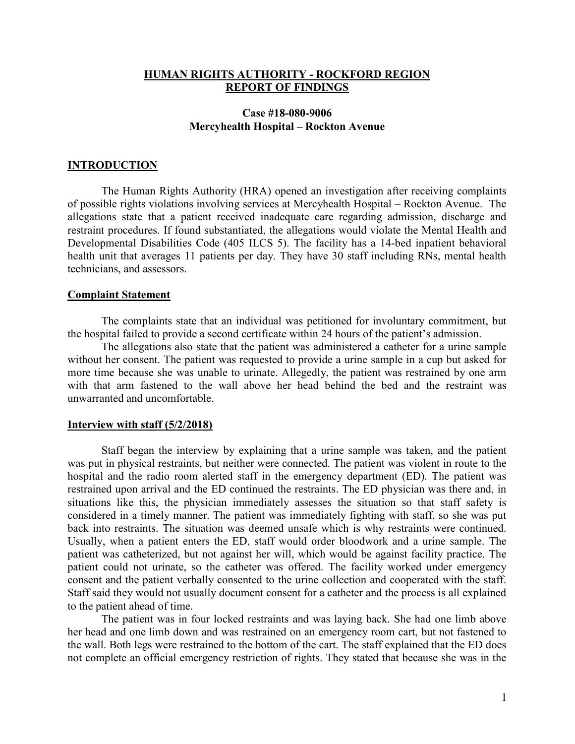# HUMAN RIGHTS AUTHORITY - ROCKFORD REGION
# REPORT OF FINDINGS

### Case #18-080-9006
### Mercyhealth Hospital – Rockton Avenue

## INTRODUCTION

The Human Rights Authority (HRA) opened an investigation after receiving complaints of possible rights violations involving services at Mercyhealth Hospital – Rockton Avenue. The allegations state that a patient received inadequate care regarding admission, discharge and restraint procedures. If found substantiated, the allegations would violate the Mental Health and Developmental Disabilities Code (405 ILCS 5). The facility has a 14-bed inpatient behavioral health unit that averages 11 patients per day. They have 30 staff including RNs, mental health technicians, and assessors.

## Complaint Statement

The complaints state that an individual was petitioned for involuntary commitment, but the hospital failed to provide a second certificate within 24 hours of the patient's admission.

The allegations also state that the patient was administered a catheter for a urine sample without her consent. The patient was requested to provide a urine sample in a cup but asked for more time because she was unable to urinate. Allegedly, the patient was restrained by one arm with that arm fastened to the wall above her head behind the bed and the restraint was unwarranted and uncomfortable.

## Interview with staff (5/2/2018)

Staff began the interview by explaining that a urine sample was taken, and the patient was put in physical restraints, but neither were connected. The patient was violent in route to the hospital and the radio room alerted staff in the emergency department (ED). The patient was restrained upon arrival and the ED continued the restraints. The ED physician was there and, in situations like this, the physician immediately assesses the situation so that staff safety is considered in a timely manner. The patient was immediately fighting with staff, so she was put back into restraints. The situation was deemed unsafe which is why restraints were continued. Usually, when a patient enters the ED, staff would order bloodwork and a urine sample. The patient was catheterized, but not against her will, which would be against facility practice. The patient could not urinate, so the catheter was offered. The facility worked under emergency consent and the patient verbally consented to the urine collection and cooperated with the staff. Staff said they would not usually document consent for a catheter and the process is all explained to the patient ahead of time.

The patient was in four locked restraints and was laying back. She had one limb above her head and one limb down and was restrained on an emergency room cart, but not fastened to the wall. Both legs were restrained to the bottom of the cart. The staff explained that the ED does not complete an official emergency restriction of rights. They stated that because she was in the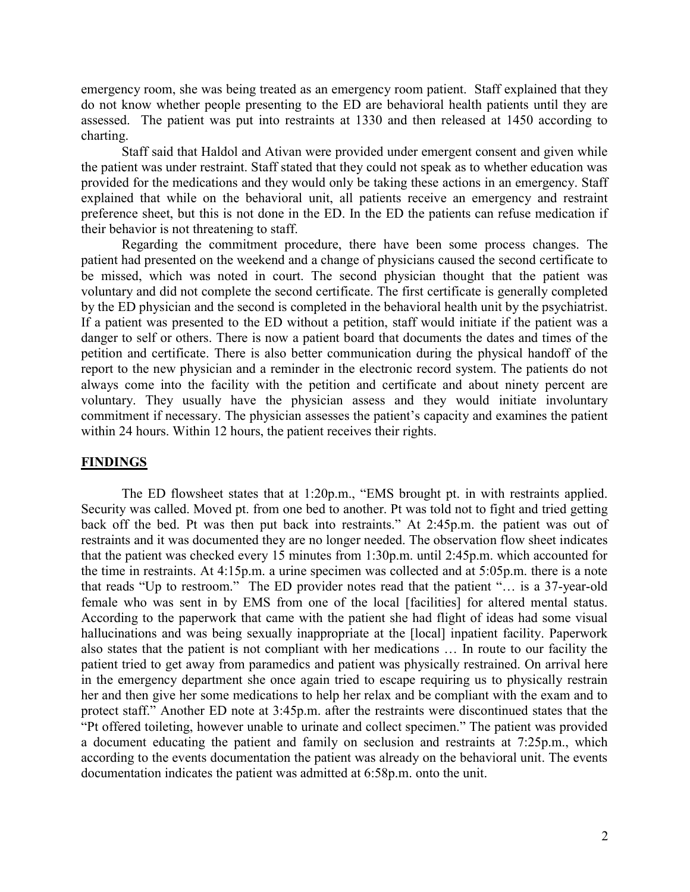emergency room, she was being treated as an emergency room patient. Staff explained that they do not know whether people presenting to the ED are behavioral health patients until they are assessed. The patient was put into restraints at 1330 and then released at 1450 according to charting.

Staff said that Haldol and Ativan were provided under emergent consent and given while the patient was under restraint. Staff stated that they could not speak as to whether education was provided for the medications and they would only be taking these actions in an emergency. Staff explained that while on the behavioral unit, all patients receive an emergency and restraint preference sheet, but this is not done in the ED. In the ED the patients can refuse medication if their behavior is not threatening to staff.

Regarding the commitment procedure, there have been some process changes. The patient had presented on the weekend and a change of physicians caused the second certificate to be missed, which was noted in court. The second physician thought that the patient was voluntary and did not complete the second certificate. The first certificate is generally completed by the ED physician and the second is completed in the behavioral health unit by the psychiatrist. If a patient was presented to the ED without a petition, staff would initiate if the patient was a danger to self or others. There is now a patient board that documents the dates and times of the petition and certificate. There is also better communication during the physical handoff of the report to the new physician and a reminder in the electronic record system. The patients do not always come into the facility with the petition and certificate and about ninety percent are voluntary. They usually have the physician assess and they would initiate involuntary commitment if necessary. The physician assesses the patient's capacity and examines the patient within 24 hours. Within 12 hours, the patient receives their rights.

## FINDINGS

The ED flowsheet states that at 1:20p.m., "EMS brought pt. in with restraints applied. Security was called. Moved pt. from one bed to another. Pt was told not to fight and tried getting back off the bed. Pt was then put back into restraints." At 2:45p.m. the patient was out of restraints and it was documented they are no longer needed. The observation flow sheet indicates that the patient was checked every 15 minutes from 1:30p.m. until 2:45p.m. which accounted for the time in restraints. At 4:15p.m. a urine specimen was collected and at 5:05p.m. there is a note that reads "Up to restroom." The ED provider notes read that the patient "… is a 37-year-old female who was sent in by EMS from one of the local [facilities] for altered mental status. According to the paperwork that came with the patient she had flight of ideas had some visual hallucinations and was being sexually inappropriate at the [local] inpatient facility. Paperwork also states that the patient is not compliant with her medications … In route to our facility the patient tried to get away from paramedics and patient was physically restrained. On arrival here in the emergency department she once again tried to escape requiring us to physically restrain her and then give her some medications to help her relax and be compliant with the exam and to protect staff." Another ED note at 3:45p.m. after the restraints were discontinued states that the "Pt offered toileting, however unable to urinate and collect specimen." The patient was provided a document educating the patient and family on seclusion and restraints at 7:25p.m., which according to the events documentation the patient was already on the behavioral unit. The events documentation indicates the patient was admitted at 6:58p.m. onto the unit.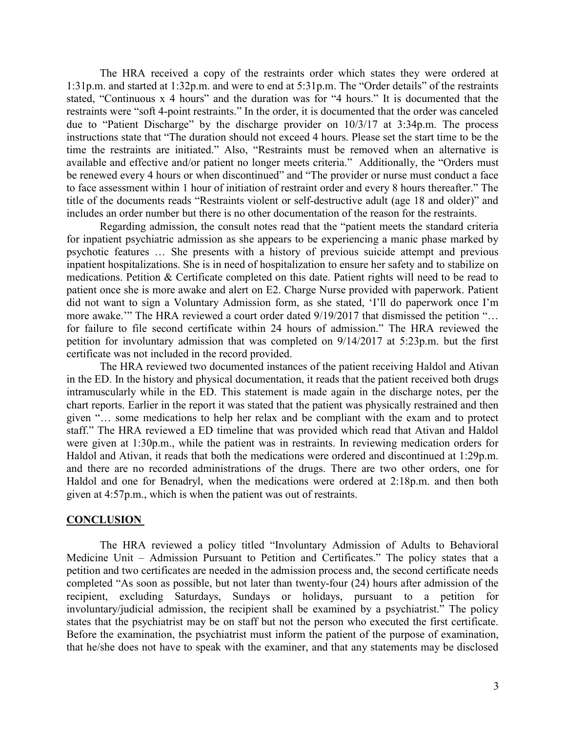The HRA received a copy of the restraints order which states they were ordered at 1:31p.m. and started at 1:32p.m. and were to end at 5:31p.m. The "Order details" of the restraints stated, "Continuous x 4 hours" and the duration was for "4 hours." It is documented that the restraints were "soft 4-point restraints." In the order, it is documented that the order was canceled due to "Patient Discharge" by the discharge provider on 10/3/17 at 3:34p.m. The process instructions state that "The duration should not exceed 4 hours. Please set the start time to be the time the restraints are initiated." Also, "Restraints must be removed when an alternative is available and effective and/or patient no longer meets criteria." Additionally, the "Orders must be renewed every 4 hours or when discontinued" and "The provider or nurse must conduct a face to face assessment within 1 hour of initiation of restraint order and every 8 hours thereafter." The title of the documents reads "Restraints violent or self-destructive adult (age 18 and older)" and includes an order number but there is no other documentation of the reason for the restraints.

Regarding admission, the consult notes read that the "patient meets the standard criteria for inpatient psychiatric admission as she appears to be experiencing a manic phase marked by psychotic features … She presents with a history of previous suicide attempt and previous inpatient hospitalizations. She is in need of hospitalization to ensure her safety and to stabilize on medications. Petition & Certificate completed on this date. Patient rights will need to be read to patient once she is more awake and alert on E2. Charge Nurse provided with paperwork. Patient did not want to sign a Voluntary Admission form, as she stated, 'I'll do paperwork once I'm more awake.'" The HRA reviewed a court order dated 9/19/2017 that dismissed the petition "… for failure to file second certificate within 24 hours of admission." The HRA reviewed the petition for involuntary admission that was completed on 9/14/2017 at 5:23p.m. but the first certificate was not included in the record provided.

The HRA reviewed two documented instances of the patient receiving Haldol and Ativan in the ED. In the history and physical documentation, it reads that the patient received both drugs intramuscularly while in the ED. This statement is made again in the discharge notes, per the chart reports. Earlier in the report it was stated that the patient was physically restrained and then given "… some medications to help her relax and be compliant with the exam and to protect staff." The HRA reviewed a ED timeline that was provided which read that Ativan and Haldol were given at 1:30p.m., while the patient was in restraints. In reviewing medication orders for Haldol and Ativan, it reads that both the medications were ordered and discontinued at 1:29p.m. and there are no recorded administrations of the drugs. There are two other orders, one for Haldol and one for Benadryl, when the medications were ordered at 2:18p.m. and then both given at 4:57p.m., which is when the patient was out of restraints.

## CONCLUSION

The HRA reviewed a policy titled "Involuntary Admission of Adults to Behavioral Medicine Unit – Admission Pursuant to Petition and Certificates." The policy states that a petition and two certificates are needed in the admission process and, the second certificate needs completed "As soon as possible, but not later than twenty-four (24) hours after admission of the recipient, excluding Saturdays, Sundays or holidays, pursuant to a petition for involuntary/judicial admission, the recipient shall be examined by a psychiatrist." The policy states that the psychiatrist may be on staff but not the person who executed the first certificate. Before the examination, the psychiatrist must inform the patient of the purpose of examination, that he/she does not have to speak with the examiner, and that any statements may be disclosed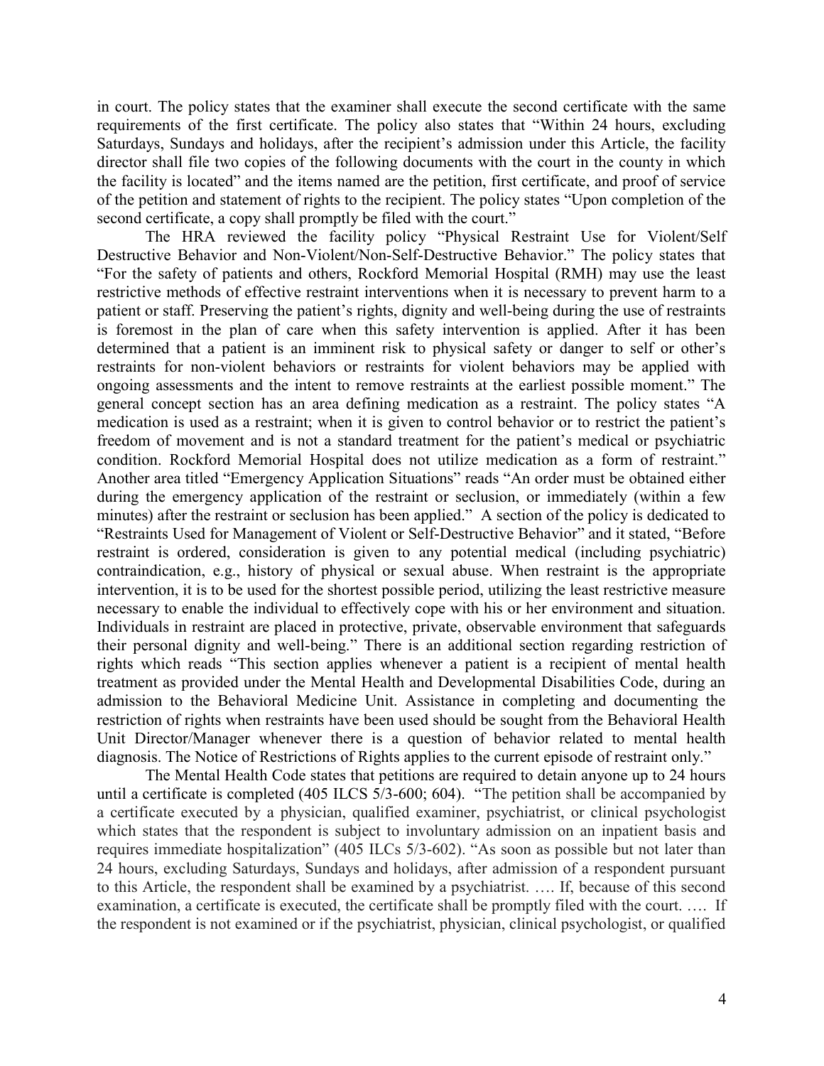in court. The policy states that the examiner shall execute the second certificate with the same requirements of the first certificate. The policy also states that "Within 24 hours, excluding Saturdays, Sundays and holidays, after the recipient's admission under this Article, the facility director shall file two copies of the following documents with the court in the county in which the facility is located" and the items named are the petition, first certificate, and proof of service of the petition and statement of rights to the recipient. The policy states "Upon completion of the second certificate, a copy shall promptly be filed with the court."

The HRA reviewed the facility policy "Physical Restraint Use for Violent/Self Destructive Behavior and Non-Violent/Non-Self-Destructive Behavior." The policy states that "For the safety of patients and others, Rockford Memorial Hospital (RMH) may use the least restrictive methods of effective restraint interventions when it is necessary to prevent harm to a patient or staff. Preserving the patient's rights, dignity and well-being during the use of restraints is foremost in the plan of care when this safety intervention is applied. After it has been determined that a patient is an imminent risk to physical safety or danger to self or other's restraints for non-violent behaviors or restraints for violent behaviors may be applied with ongoing assessments and the intent to remove restraints at the earliest possible moment." The general concept section has an area defining medication as a restraint. The policy states "A medication is used as a restraint; when it is given to control behavior or to restrict the patient's freedom of movement and is not a standard treatment for the patient's medical or psychiatric condition. Rockford Memorial Hospital does not utilize medication as a form of restraint." Another area titled "Emergency Application Situations" reads "An order must be obtained either during the emergency application of the restraint or seclusion, or immediately (within a few minutes) after the restraint or seclusion has been applied." A section of the policy is dedicated to "Restraints Used for Management of Violent or Self-Destructive Behavior" and it stated, "Before restraint is ordered, consideration is given to any potential medical (including psychiatric) contraindication, e.g., history of physical or sexual abuse. When restraint is the appropriate intervention, it is to be used for the shortest possible period, utilizing the least restrictive measure necessary to enable the individual to effectively cope with his or her environment and situation. Individuals in restraint are placed in protective, private, observable environment that safeguards their personal dignity and well-being." There is an additional section regarding restriction of rights which reads "This section applies whenever a patient is a recipient of mental health treatment as provided under the Mental Health and Developmental Disabilities Code, during an admission to the Behavioral Medicine Unit. Assistance in completing and documenting the restriction of rights when restraints have been used should be sought from the Behavioral Health Unit Director/Manager whenever there is a question of behavior related to mental health diagnosis. The Notice of Restrictions of Rights applies to the current episode of restraint only."

The Mental Health Code states that petitions are required to detain anyone up to 24 hours until a certificate is completed (405 ILCS 5/3-600; 604). "The petition shall be accompanied by a certificate executed by a physician, qualified examiner, psychiatrist, or clinical psychologist which states that the respondent is subject to involuntary admission on an inpatient basis and requires immediate hospitalization" (405 ILCs 5/3-602). "As soon as possible but not later than 24 hours, excluding Saturdays, Sundays and holidays, after admission of a respondent pursuant to this Article, the respondent shall be examined by a psychiatrist. …. If, because of this second examination, a certificate is executed, the certificate shall be promptly filed with the court. …. If the respondent is not examined or if the psychiatrist, physician, clinical psychologist, or qualified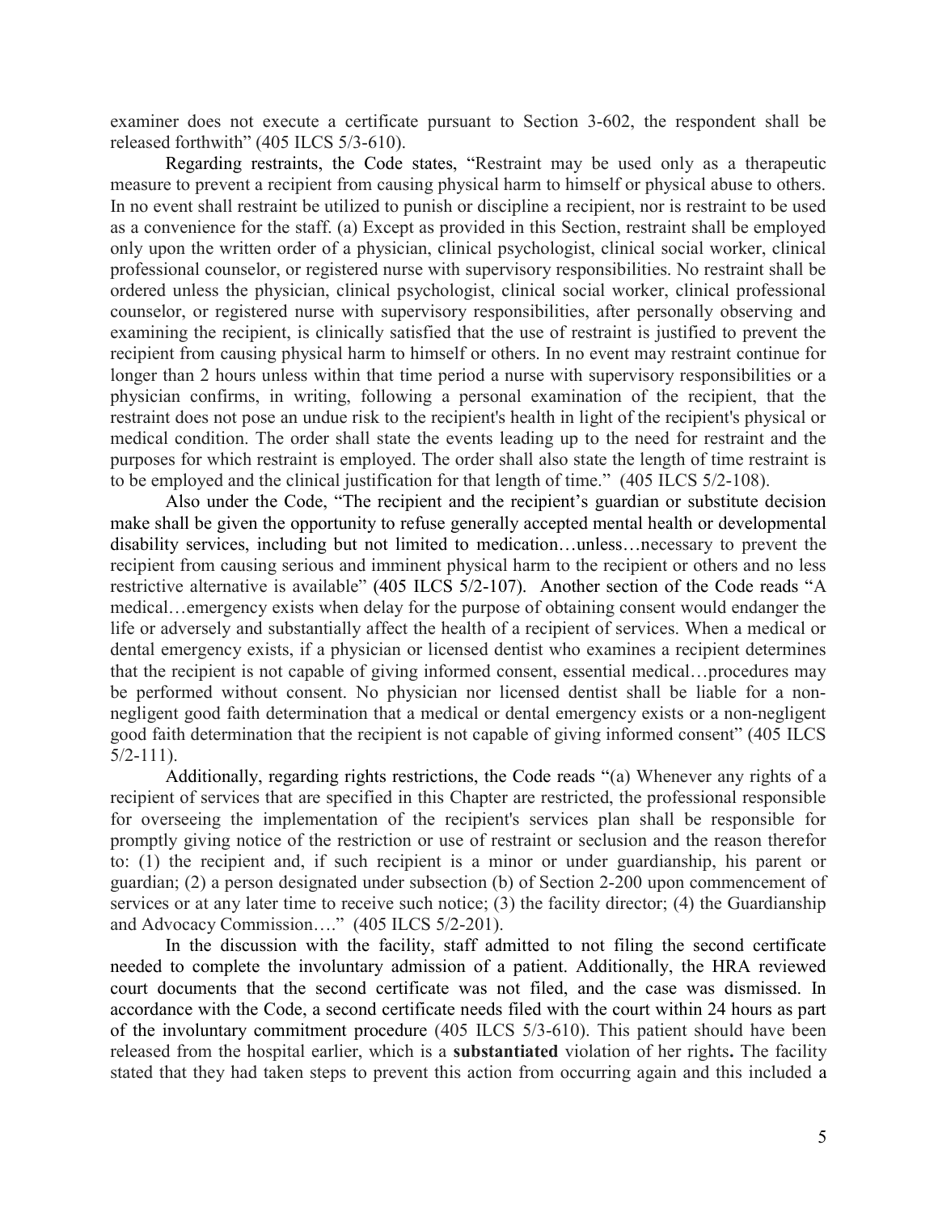examiner does not execute a certificate pursuant to Section 3-602, the respondent shall be released forthwith" (405 ILCS 5/3-610).

Regarding restraints, the Code states, "Restraint may be used only as a therapeutic measure to prevent a recipient from causing physical harm to himself or physical abuse to others. In no event shall restraint be utilized to punish or discipline a recipient, nor is restraint to be used as a convenience for the staff. (a) Except as provided in this Section, restraint shall be employed only upon the written order of a physician, clinical psychologist, clinical social worker, clinical professional counselor, or registered nurse with supervisory responsibilities. No restraint shall be ordered unless the physician, clinical psychologist, clinical social worker, clinical professional counselor, or registered nurse with supervisory responsibilities, after personally observing and examining the recipient, is clinically satisfied that the use of restraint is justified to prevent the recipient from causing physical harm to himself or others. In no event may restraint continue for longer than 2 hours unless within that time period a nurse with supervisory responsibilities or a physician confirms, in writing, following a personal examination of the recipient, that the restraint does not pose an undue risk to the recipient's health in light of the recipient's physical or medical condition. The order shall state the events leading up to the need for restraint and the purposes for which restraint is employed. The order shall also state the length of time restraint is to be employed and the clinical justification for that length of time." (405 ILCS 5/2-108).

Also under the Code, "The recipient and the recipient's guardian or substitute decision make shall be given the opportunity to refuse generally accepted mental health or developmental disability services, including but not limited to medication…unless…necessary to prevent the recipient from causing serious and imminent physical harm to the recipient or others and no less restrictive alternative is available" (405 ILCS 5/2-107). Another section of the Code reads "A medical…emergency exists when delay for the purpose of obtaining consent would endanger the life or adversely and substantially affect the health of a recipient of services. When a medical or dental emergency exists, if a physician or licensed dentist who examines a recipient determines that the recipient is not capable of giving informed consent, essential medical…procedures may be performed without consent. No physician nor licensed dentist shall be liable for a non-negligent good faith determination that a medical or dental emergency exists or a non-negligent good faith determination that the recipient is not capable of giving informed consent" (405 ILCS 5/2-111).

Additionally, regarding rights restrictions, the Code reads "(a) Whenever any rights of a recipient of services that are specified in this Chapter are restricted, the professional responsible for overseeing the implementation of the recipient's services plan shall be responsible for promptly giving notice of the restriction or use of restraint or seclusion and the reason therefor to: (1) the recipient and, if such recipient is a minor or under guardianship, his parent or guardian; (2) a person designated under subsection (b) of Section 2-200 upon commencement of services or at any later time to receive such notice; (3) the facility director; (4) the Guardianship and Advocacy Commission…." (405 ILCS 5/2-201).

In the discussion with the facility, staff admitted to not filing the second certificate needed to complete the involuntary admission of a patient. Additionally, the HRA reviewed court documents that the second certificate was not filed, and the case was dismissed. In accordance with the Code, a second certificate needs filed with the court within 24 hours as part of the involuntary commitment procedure (405 ILCS 5/3-610). This patient should have been released from the hospital earlier, which is a **substantiated** violation of her rights**.** The facility stated that they had taken steps to prevent this action from occurring again and this included a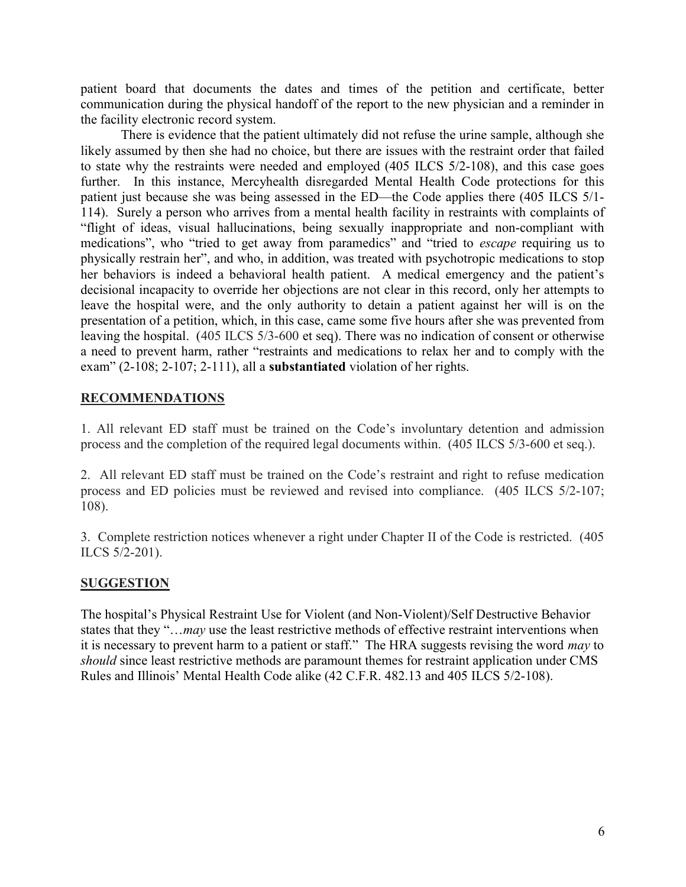patient board that documents the dates and times of the petition and certificate, better communication during the physical handoff of the report to the new physician and a reminder in the facility electronic record system.

There is evidence that the patient ultimately did not refuse the urine sample, although she likely assumed by then she had no choice, but there are issues with the restraint order that failed to state why the restraints were needed and employed (405 ILCS 5/2-108), and this case goes further. In this instance, Mercyhealth disregarded Mental Health Code protections for this patient just because she was being assessed in the ED—the Code applies there (405 ILCS 5/1-114). Surely a person who arrives from a mental health facility in restraints with complaints of "flight of ideas, visual hallucinations, being sexually inappropriate and non-compliant with medications", who "tried to get away from paramedics" and "tried to *escape* requiring us to physically restrain her", and who, in addition, was treated with psychotropic medications to stop her behaviors is indeed a behavioral health patient. A medical emergency and the patient's decisional incapacity to override her objections are not clear in this record, only her attempts to leave the hospital were, and the only authority to detain a patient against her will is on the presentation of a petition, which, in this case, came some five hours after she was prevented from leaving the hospital. (405 ILCS 5/3-600 et seq). There was no indication of consent or otherwise a need to prevent harm, rather "restraints and medications to relax her and to comply with the exam" (2-108; 2-107; 2-111), all a **substantiated** violation of her rights.

## RECOMMENDATIONS

1. All relevant ED staff must be trained on the Code's involuntary detention and admission process and the completion of the required legal documents within. (405 ILCS 5/3-600 et seq.).

2. All relevant ED staff must be trained on the Code's restraint and right to refuse medication process and ED policies must be reviewed and revised into compliance. (405 ILCS 5/2-107; 108).

3. Complete restriction notices whenever a right under Chapter II of the Code is restricted. (405 ILCS 5/2-201).

## SUGGESTION

The hospital's Physical Restraint Use for Violent (and Non-Violent)/Self Destructive Behavior states that they "…*may* use the least restrictive methods of effective restraint interventions when it is necessary to prevent harm to a patient or staff." The HRA suggests revising the word *may* to *should* since least restrictive methods are paramount themes for restraint application under CMS Rules and Illinois' Mental Health Code alike (42 C.F.R. 482.13 and 405 ILCS 5/2-108).